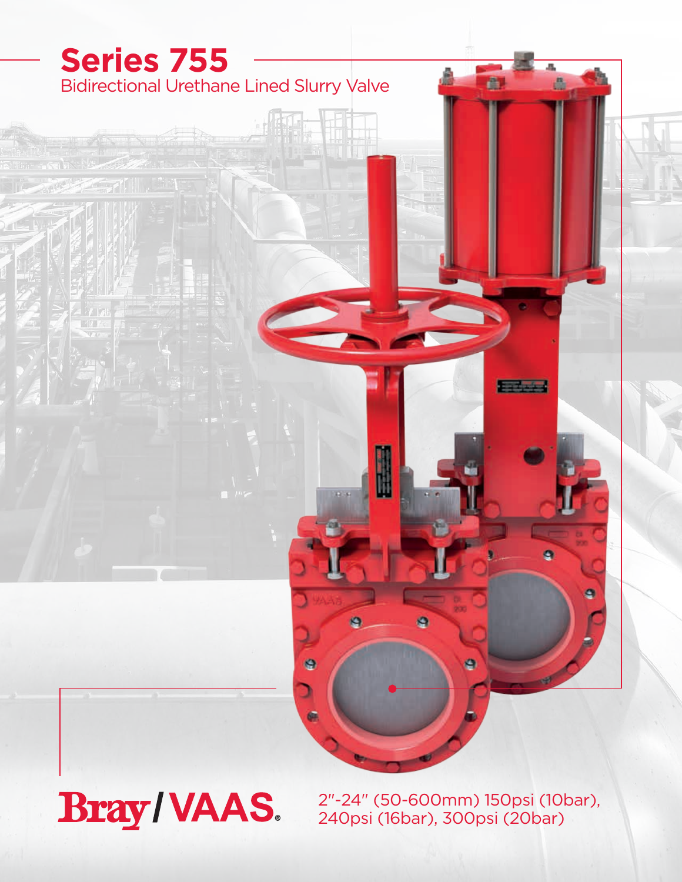# Series 755

## Bidirectional Urethane Lined Slurry Valve

**Bray/VAAS**®

2″-24″ (50-600mm) 150psi (10bar), 240psi (16bar), 300psi (20bar)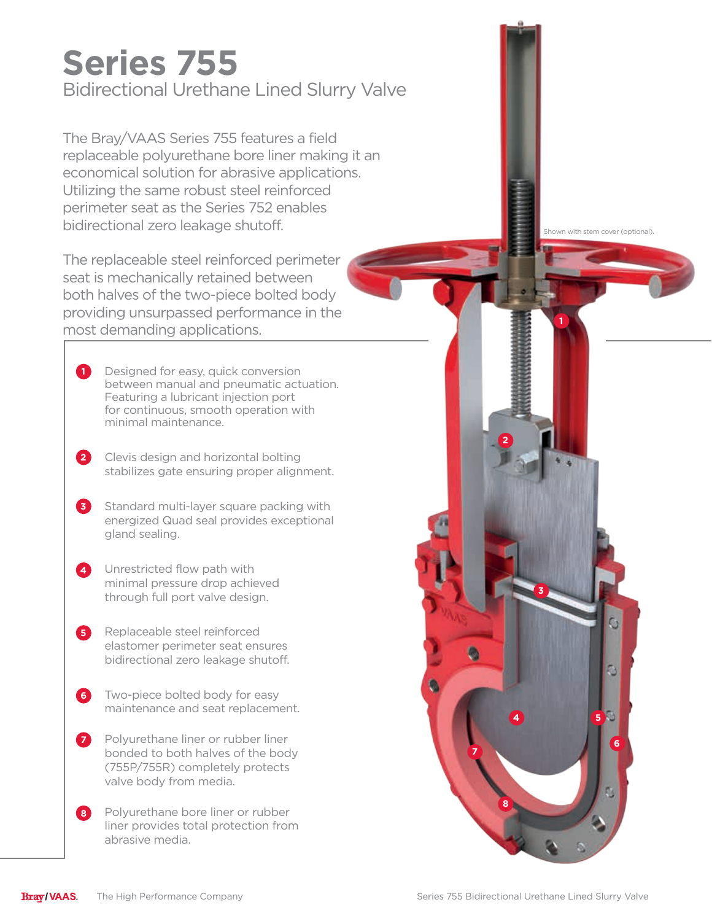# Series 755

## Bidirectional Urethane Lined Slurry Valve

The Bray/VAAS Series 755 features a field replaceable polyurethane bore liner making it an economical solution for abrasive applications. Utilizing the same robust steel reinforced perimeter seat as the Series 752 enables bidirectional zero leakage shutoff.

The replaceable steel reinforced perimeter seat is mechanically retained between both halves of the two-piece bolted body providing unsurpassed performance in the most demanding applications.

1. Designed for easy, quick conversion between manual and pneumatic actuation. Featuring a lubricant injection port for continuous, smooth operation with minimal maintenance.
2. Clevis design and horizontal bolting stabilizes gate ensuring proper alignment.
3. Standard multi-layer square packing with energized Quad seal provides exceptional gland sealing.
4. Unrestricted flow path with minimal pressure drop achieved through full port valve design.
5. Replaceable steel reinforced elastomer perimeter seat ensures bidirectional zero leakage shutoff.
6. Two-piece bolted body for easy maintenance and seat replacement.
7. Polyurethane liner or rubber liner bonded to both halves of the body (755P/755R) completely protects valve body from media.
8. Polyurethane bore liner or rubber liner provides total protection from abrasive media.

Shown with stem cover (optional).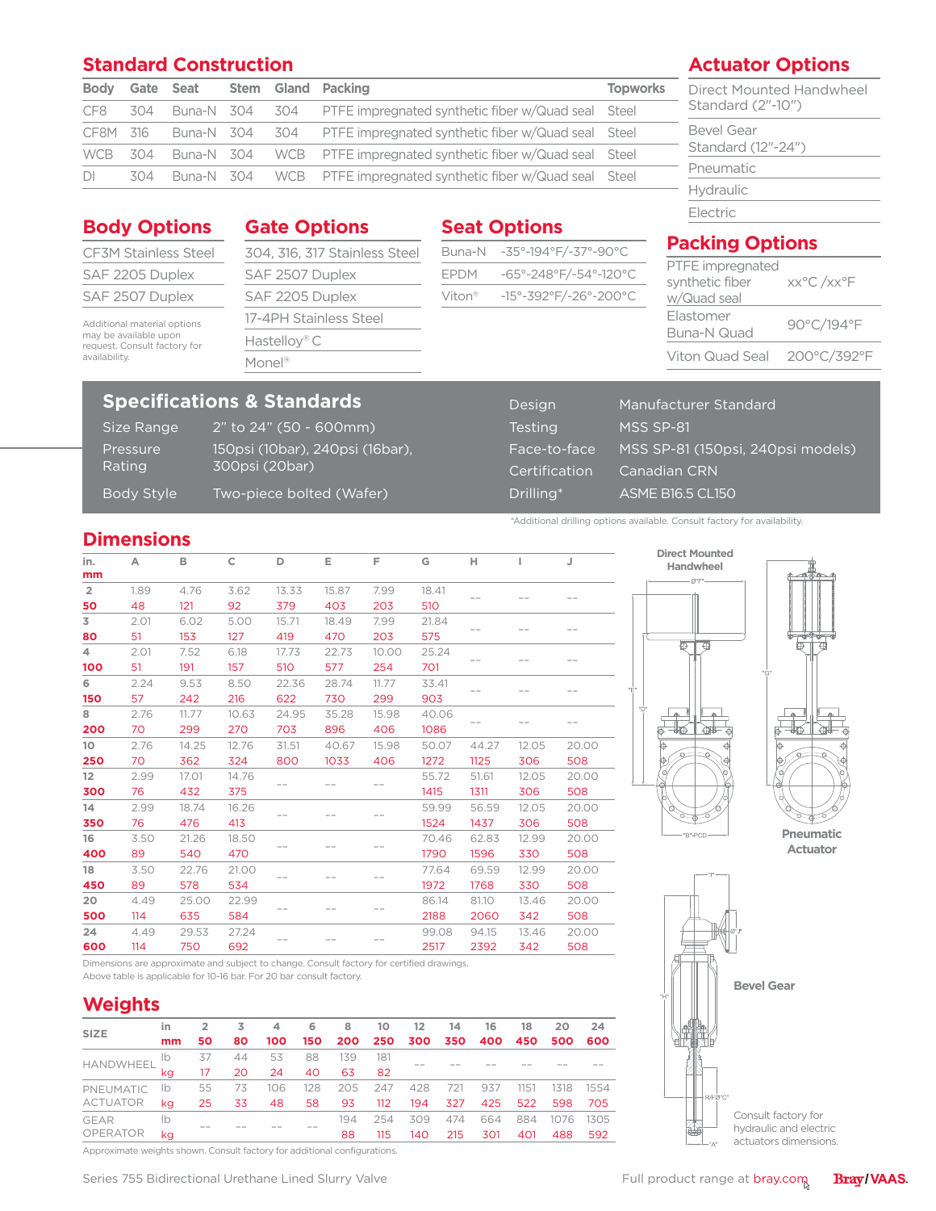## Standard Construction

| Body | Gate | Seat | Stem | Gland | Packing | Topworks |
|---|---|---|---|---|---|---|
| CF8 | 304 | Buna-N | 304 | 304 | PTFE impregnated synthetic fiber w/Quad seal | Steel |
| CF8M | 316 | Buna-N | 304 | 304 | PTFE impregnated synthetic fiber w/Quad seal | Steel |
| WCB | 304 | Buna-N | 304 | WCB | PTFE impregnated synthetic fiber w/Quad seal | Steel |
| DI | 304 | Buna-N | 304 | WCB | PTFE impregnated synthetic fiber w/Quad seal | Steel |

## Actuator Options

- Direct Mounted Handwheel Standard (2"-10")
- Bevel Gear Standard (12"-24")
- Pneumatic
- Hydraulic
- Electric

## Body Options

- CF3M Stainless Steel
- SAF 2205 Duplex
- SAF 2507 Duplex

Additional material options may be available upon request. Consult factory for availability.

## Gate Options

- 304, 316, 317 Stainless Steel
- SAF 2507 Duplex
- SAF 2205 Duplex
- 17-4PH Stainless Steel
- Hastelloy® C
- Monel®

## Seat Options

| | |
|---|---|
| Buna-N | -35°-194°F/-37°-90°C |
| EPDM | -65°-248°F/-54°-120°C |
| Viton® | -15°-392°F/-26°-200°C |

## Packing Options

| | |
|---|---|
| PTFE impregnated synthetic fiber w/Quad seal | xx°C /xx°F |
| Elastomer Buna-N Quad | 90°C/194°F |
| Viton Quad Seal | 200°C/392°F |

## Specifications & Standards

| | |
|---|---|
| Size Range | 2" to 24" (50 - 600mm) |
| Pressure Rating | 150psi (10bar), 240psi (16bar), 300psi (20bar) |
| Body Style | Two-piece bolted (Wafer) |
| Design | Manufacturer Standard |
| Testing | MSS SP-81 |
| Face-to-face | MSS SP-81 (150psi, 240psi models) |
| Certification | Canadian CRN |
| Drilling* | ASME B16.5 CL150 |

*Additional drilling options available. Consult factory for availability.

## Dimensions

| in. / mm | A | B | C | D | E | F | G | H | I | J |
|---|---|---|---|---|---|---|---|---|---|---|
| 2 | 1.89 | 4.76 | 3.62 | 13.33 | 15.87 | 7.99 | 18.41 | -- | -- | -- |
| 50 | 48 | 121 | 92 | 379 | 403 | 203 | 510 | | | |
| 3 | 2.01 | 6.02 | 5.00 | 15.71 | 18.49 | 7.99 | 21.84 | -- | -- | -- |
| 80 | 51 | 153 | 127 | 419 | 470 | 203 | 575 | | | |
| 4 | 2.01 | 7.52 | 6.18 | 17.73 | 22.73 | 10.00 | 25.24 | -- | -- | -- |
| 100 | 51 | 191 | 157 | 510 | 577 | 254 | 701 | | | |
| 6 | 2.24 | 9.53 | 8.50 | 22.36 | 28.74 | 11.77 | 33.41 | -- | -- | -- |
| 150 | 57 | 242 | 216 | 622 | 730 | 299 | 903 | | | |
| 8 | 2.76 | 11.77 | 10.63 | 24.95 | 35.28 | 15.98 | 40.06 | -- | -- | -- |
| 200 | 70 | 299 | 270 | 703 | 896 | 406 | 1086 | | | |
| 10 | 2.76 | 14.25 | 12.76 | 31.51 | 40.67 | 15.98 | 50.07 | 44.27 | 12.05 | 20.00 |
| 250 | 70 | 362 | 324 | 800 | 1033 | 406 | 1272 | 1125 | 306 | 508 |
| 12 | 2.99 | 17.01 | 14.76 | -- | -- | -- | 55.72 | 51.61 | 12.05 | 20.00 |
| 300 | 76 | 432 | 375 | | | | 1415 | 1311 | 306 | 508 |
| 14 | 2.99 | 18.74 | 16.26 | -- | -- | -- | 59.99 | 56.59 | 12.05 | 20.00 |
| 350 | 76 | 476 | 413 | | | | 1524 | 1437 | 306 | 508 |
| 16 | 3.50 | 21.26 | 18.50 | -- | -- | -- | 70.46 | 62.83 | 12.99 | 20.00 |
| 400 | 89 | 540 | 470 | | | | 1790 | 1596 | 330 | 508 |
| 18 | 3.50 | 22.76 | 21.00 | -- | -- | -- | 77.64 | 69.59 | 12.99 | 20.00 |
| 450 | 89 | 578 | 534 | | | | 1972 | 1768 | 330 | 508 |
| 20 | 4.49 | 25.00 | 22.99 | -- | -- | -- | 86.14 | 81.10 | 13.46 | 20.00 |
| 500 | 114 | 635 | 584 | | | | 2188 | 2060 | 342 | 508 |
| 24 | 4.49 | 29.53 | 27.24 | -- | -- | -- | 99.08 | 94.15 | 13.46 | 20.00 |
| 600 | 114 | 750 | 692 | | | | 2517 | 2392 | 342 | 508 |

Dimensions are approximate and subject to change. Consult factory for certified drawings.
Above table is applicable for 10-16 bar. For 20 bar consult factory.

Direct Mounted Handwheel

Pneumatic Actuator

Bevel Gear

Consult factory for hydraulic and electric actuators dimensions.

## Weights

| SIZE | in | 2 | 3 | 4 | 6 | 8 | 10 | 12 | 14 | 16 | 18 | 20 | 24 |
|---|---|---|---|---|---|---|---|---|---|---|---|---|---|
| | mm | 50 | 80 | 100 | 150 | 200 | 250 | 300 | 350 | 400 | 450 | 500 | 600 |
| HANDWHEEL | lb | 37 | 44 | 53 | 88 | 139 | 181 | -- | -- | -- | -- | -- | -- |
| | kg | 17 | 20 | 24 | 40 | 63 | 82 | | | | | | |
| PNEUMATIC ACTUATOR | lb | 55 | 73 | 106 | 128 | 205 | 247 | 428 | 721 | 937 | 1151 | 1318 | 1554 |
| | kg | 25 | 33 | 48 | 58 | 93 | 112 | 194 | 327 | 425 | 522 | 598 | 705 |
| GEAR OPERATOR | lb | -- | -- | -- | -- | 194 | 254 | 309 | 474 | 664 | 884 | 1076 | 1305 |
| | kg | | | | | 88 | 115 | 140 | 215 | 301 | 401 | 488 | 592 |

Approximate weights shown. Consult factory for additional configurations.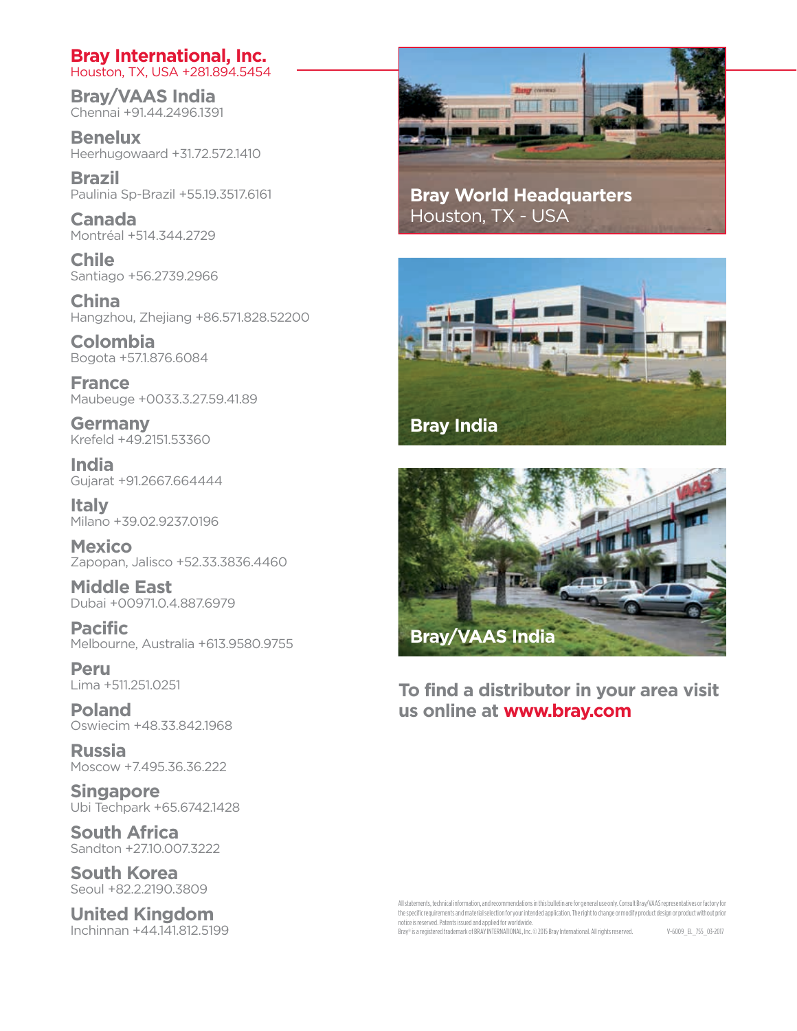## Bray International, Inc.
Houston, TX, USA +281.894.5454

**Bray/VAAS India**
Chennai +91.44.2496.1391

**Benelux**
Heerhugowaard +31.72.572.1410

**Brazil**
Paulinia Sp-Brazil +55.19.3517.6161

**Canada**
Montréal +514.344.2729

**Chile**
Santiago +56.2739.2966

**China**
Hangzhou, Zhejiang +86.571.828.52200

**Colombia**
Bogota +57.1.876.6084

**France**
Maubeuge +0033.3.27.59.41.89

**Germany**
Krefeld +49.2151.53360

**India**
Gujarat +91.2667.664444

**Italy**
Milano +39.02.9237.0196

**Mexico**
Zapopan, Jalisco +52.33.3836.4460

**Middle East**
Dubai +00971.0.4.887.6979

**Pacific**
Melbourne, Australia +613.9580.9755

**Peru**
Lima +511.251.0251

**Poland**
Oswiecim +48.33.842.1968

**Russia**
Moscow +7.495.36.36.222

**Singapore**
Ubi Techpark +65.6742.1428

**South Africa**
Sandton +27.10.007.3222

**South Korea**
Seoul +82.2.2190.3809

**United Kingdom**
Inchinnan +44.141.812.5199

**Bray World Headquarters**
Houston, TX - USA

**Bray India**

**Bray/VAAS India**

**To find a distributor in your area visit us online at www.bray.com**

All statements, technical information, and recommendations in this bulletin are for general use only. Consult Bray/VAAS representatives or factory for the specific requirements and material selection for your intended application. The right to change or modify product design or product without prior notice is reserved. Patents issued and applied for worldwide.
Bray® is a registered trademark of BRAY INTERNATIONAL, Inc. © 2015 Bray International. All rights reserved. V-6009_EL_755_03-2017